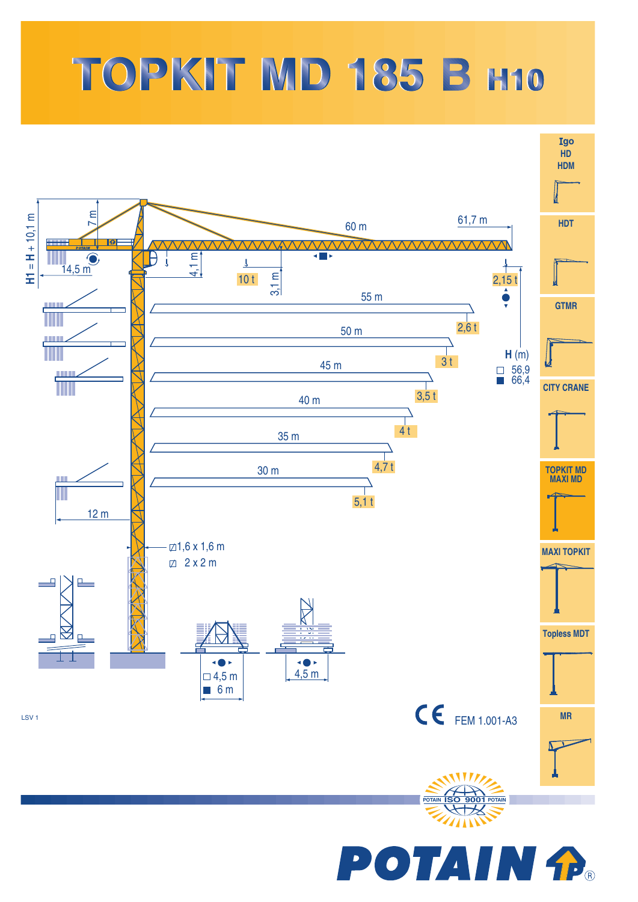# TOPKIT MD 185 B H10

H1 = H + 10,1 m

7 m

14,5 m

60 m

61,7 m

4,1 m

10 t

3,1 m

2,15 t

55 m

2,6 t

50 m

3 t

H (m)

□ 56,9

■ 66,4

45 m

3,5 t

40 m

4 t

35 m

4,7 t

30 m

5,1 t

12 m

1,6 x 1,6 m

2 x 2 m

□ 4,5 m

■ 6 m

4,5 m

LSV 1

CE FEM 1.001-A3

Igo
HD
HDM

HDT

GTMR

CITY CRANE

TOPKIT MD
MAXI MD

MAXI TOPKIT

Topless MDT

MR

POTAIN ISO 9001 POTAIN

POTAIN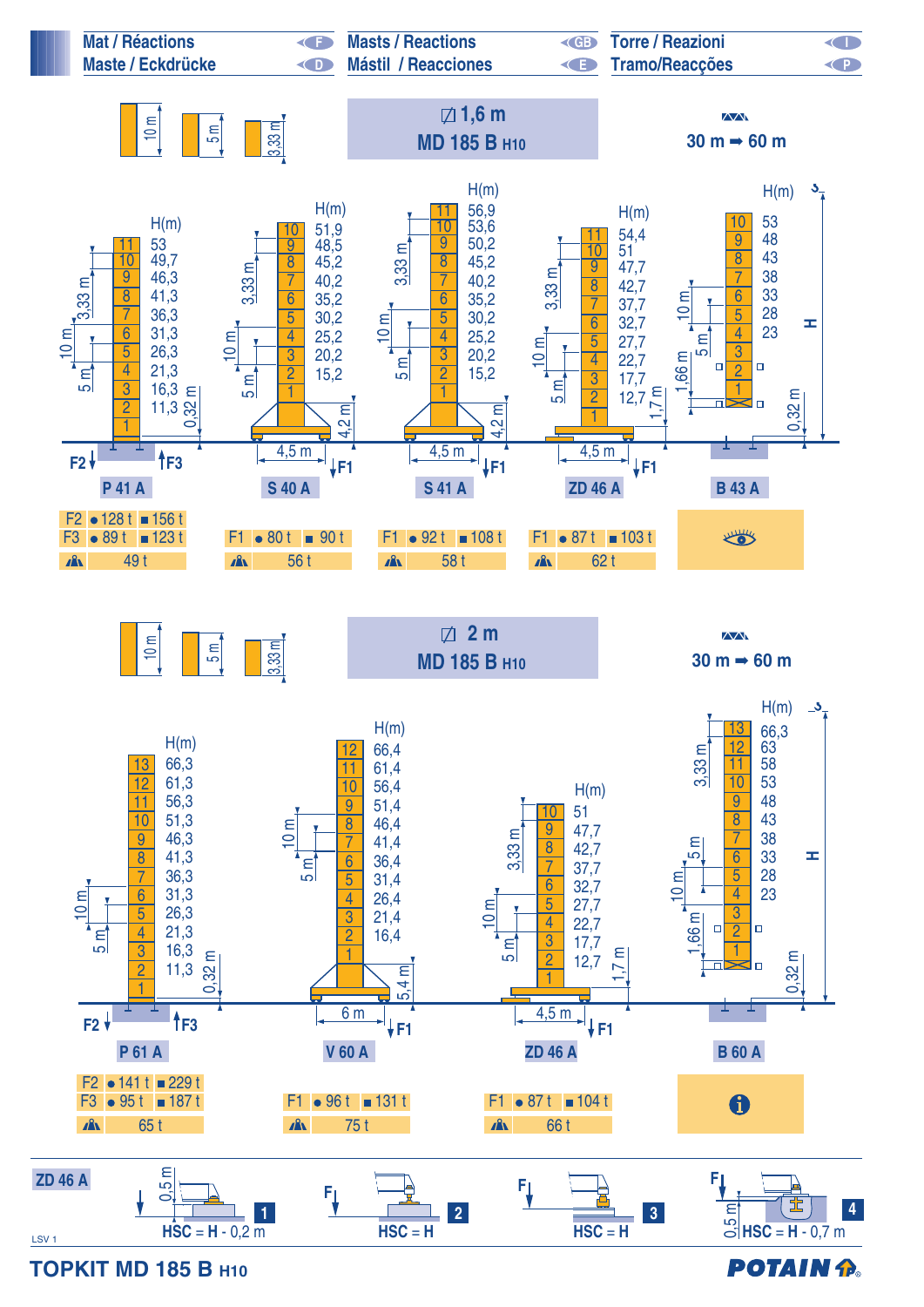| | | |
|---|---|---|
| Mat / Réactions (F) | Masts / Reactions (GB) | Torre / Reazioni (I) |
| Maste / Eckdrücke (D) | Mástil / Reacciones (E) | Tramo/Reacções (P) |

## ◪ 1,6 m MD 185 B H10

30 m ➡ 60 m

10 m · 5 m · 3,33 m

**P 41 A** — H(m): 11: 53 · 10: 49,7 · 9: 46,3 · 8: 41,3 · 7: 36,3 · 6: 31,3 · 5: 26,3 · 4: 21,3 · 3: 16,3 · 2: 11,3 · 1 — 0,32 m — F2, F3

**S 40 A** — H(m): 10: 51,9 · 9: 48,5 · 8: 45,2 · 7: 40,2 · 6: 35,2 · 5: 30,2 · 4: 25,2 · 3: 20,2 · 2: 15,2 · 1 — 4,2 m — 4,5 m — F1

**S 41 A** — H(m): 11: 56,9 · 10: 53,6 · 9: 50,2 · 8: 45,2 · 7: 40,2 · 6: 35,2 · 5: 30,2 · 4: 25,2 · 3: 20,2 · 2: 15,2 · 1 — 4,2 m — 4,5 m — F1

**ZD 46 A** — H(m): 11: 54,4 · 10: 51 · 9: 47,7 · 8: 42,7 · 7: 37,7 · 6: 32,7 · 5: 27,7 · 4: 22,7 · 3: 17,7 · 2: 12,7 · 1 — 1,7 m — 4,5 m — F1

**B 43 A** — H(m): 10: 53 · 9: 48 · 8: 43 · 7: 38 · 6: 33 · 5: 28 · 4: 23 · 3 · 2 · 1 — 1,66 m — 0,32 m — H

| | P 41 A | S 40 A | S 41 A | ZD 46 A | B 43 A |
|---|---|---|---|---|---|
| F2 | ● 128 t ■ 156 t | | | | |
| F3 / F1 | ● 89 t ■ 123 t | F1 ● 80 t ■ 90 t | F1 ● 92 t ■ 108 t | F1 ● 87 t ■ 103 t | 👁 |
| ⛰ | 49 t | 56 t | 58 t | 62 t | |

## ◪ 2 m MD 185 B H10

30 m ➡ 60 m

10 m · 5 m · 3,33 m

**P 61 A** — H(m): 13: 66,3 · 12: 61,3 · 11: 56,3 · 10: 51,3 · 9: 46,3 · 8: 41,3 · 7: 36,3 · 6: 31,3 · 5: 26,3 · 4: 21,3 · 3: 16,3 · 2: 11,3 · 1 — 0,32 m — F2, F3

**V 60 A** — H(m): 12: 66,4 · 11: 61,4 · 10: 56,4 · 9: 51,4 · 8: 46,4 · 7: 41,4 · 6: 36,4 · 5: 31,4 · 4: 26,4 · 3: 21,4 · 2: 16,4 · 1 — 5,4 m — 6 m — F1

**ZD 46 A** — H(m): 10: 51 · 9: 47,7 · 8: 42,7 · 7: 37,7 · 6: 32,7 · 5: 27,7 · 4: 22,7 · 3: 17,7 · 2: 12,7 · 1 — 1,7 m — 4,5 m — F1

**B 60 A** — H(m): 13: 66,3 · 12: 63 · 11: 58 · 10: 53 · 9: 48 · 8: 43 · 7: 38 · 6: 33 · 5: 28 · 4: 23 · 3 · 2 · 1 — 1,66 m — 0,32 m — H

| | P 61 A | V 60 A | ZD 46 A | B 60 A |
|---|---|---|---|---|
| F2 | ● 141 t ■ 229 t | | | |
| F3 / F1 | ● 95 t ■ 187 t | F1 ● 96 t ■ 131 t | F1 ● 87 t ■ 104 t | ℹ |
| ⛰ | 65 t | 75 t | 66 t | |

**ZD 46 A**

1. 0,5 m — HSC = H - 0,2 m
2. F — HSC = H
3. F — HSC = H
4. F — 0,5 m — HSC = H - 0,7 m

LSV 1

**TOPKIT MD 185 B H10**

POTAIN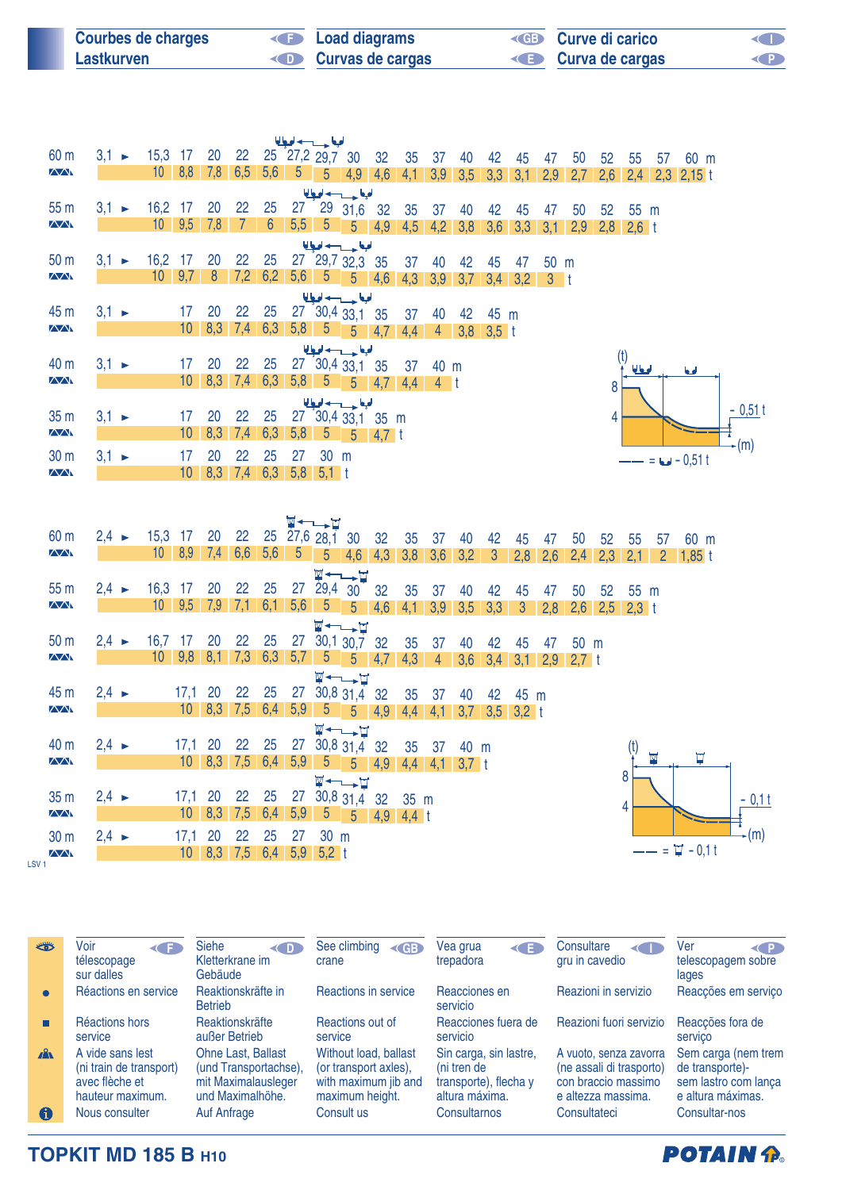# Courbes de charges / Lastkurven / Load diagrams / Curvas de cargas / Curve di carico / Curva de cargas

(F) (D) (GB) (E) (I) (P)

| | | | | | | | | | | | | | | | | | | | | | | |
|---|---|---|---|---|---|---|---|---|---|---|---|---|---|---|---|---|---|---|---|---|---|---|
| 60 m | 3,1 ► | 15,3 | 17 | 20 | 22 | 25 | 27,2 | 29,7 | 30 | 32 | 35 | 37 | 40 | 42 | 45 | 47 | 50 | 52 | 55 | 57 | 60 | m |
| | | 10 | 8,8 | 7,8 | 6,5 | 5,6 | 5 | 5 | 4,9 | 4,6 | 4,1 | 3,9 | 3,5 | 3,3 | 3,1 | 2,9 | 2,7 | 2,6 | 2,4 | 2,3 | 2,15 | t |
| 55 m | 3,1 ► | 16,2 | 17 | 20 | 22 | 25 | 27 | 29 | 31,6 | 32 | 35 | 37 | 40 | 42 | 45 | 47 | 50 | 52 | 55 | m | | |
| | | 10 | 9,5 | 7,8 | 7 | 6 | 5,5 | 5 | 5 | 4,9 | 4,5 | 4,2 | 3,8 | 3,6 | 3,3 | 3,1 | 2,9 | 2,8 | 2,6 | t | | |
| 50 m | 3,1 ► | 16,2 | 17 | 20 | 22 | 25 | 27 | 29,7 | 32,3 | 35 | 37 | 40 | 42 | 45 | 47 | 50 | m | | | | | |
| | | 10 | 9,7 | 8 | 7,2 | 6,2 | 5,6 | 5 | 5 | 4,6 | 4,3 | 3,9 | 3,7 | 3,4 | 3,2 | 3 | t | | | | | |
| 45 m | 3,1 ► | | 17 | 20 | 22 | 25 | 27 | 30,4 | 33,1 | 35 | 37 | 40 | 42 | 45 | m | | | | | | | |
| | | | 10 | 8,3 | 7,4 | 6,3 | 5,8 | 5 | 5 | 4,7 | 4,4 | 4 | 3,8 | 3,5 | t | | | | | | | |
| 40 m | 3,1 ► | | 17 | 20 | 22 | 25 | 27 | 30,4 | 33,1 | 35 | 37 | 40 | m | | | | | | | | | |
| | | | 10 | 8,3 | 7,4 | 6,3 | 5,8 | 5 | 5 | 4,7 | 4,4 | 4 | t | | | | | | | | | |
| 35 m | 3,1 ► | | 17 | 20 | 22 | 25 | 27 | 30,4 | 33,1 | 35 | m | | | | | | | | | | | |
| | | | 10 | 8,3 | 7,4 | 6,3 | 5,8 | 5 | 5 | 4,7 | t | | | | | | | | | | | |
| 30 m | 3,1 ► | | 17 | 20 | 22 | 25 | 27 | 30 | m | | | | | | | | | | | | | |
| | | | 10 | 8,3 | 7,4 | 6,3 | 5,8 | 5,1 | t | | | | | | | | | | | | | |

(t)
8
4
- 0,51 t
(m)
—— = - 0,51 t

| | | | | | | | | | | | | | | | | | | | | | | |
|---|---|---|---|---|---|---|---|---|---|---|---|---|---|---|---|---|---|---|---|---|---|---|
| 60 m | 2,4 ► | 15,3 | 17 | 20 | 22 | 25 | 27,6 | 28,1 | 30 | 32 | 35 | 37 | 40 | 42 | 45 | 47 | 50 | 52 | 55 | 57 | 60 | m |
| | | 10 | 8,9 | 7,4 | 6,6 | 5,6 | 5 | 5 | 4,6 | 4,3 | 3,8 | 3,6 | 3,2 | 3 | 2,8 | 2,6 | 2,4 | 2,3 | 2,1 | 2 | 1,85 | t |
| 55 m | 2,4 ► | 16,3 | 17 | 20 | 22 | 25 | 27 | 29,4 | 30 | 32 | 35 | 37 | 40 | 42 | 45 | 47 | 50 | 52 | 55 | m | | |
| | | 10 | 9,5 | 7,9 | 7,1 | 6,1 | 5,6 | 5 | 5 | 4,6 | 4,1 | 3,9 | 3,5 | 3,3 | 3 | 2,8 | 2,6 | 2,5 | 2,3 | t | | |
| 50 m | 2,4 ► | 16,7 | 17 | 20 | 22 | 25 | 27 | 30,1 | 30,7 | 32 | 35 | 37 | 40 | 42 | 45 | 47 | 50 | m | | | | |
| | | 10 | 9,8 | 8,1 | 7,3 | 6,3 | 5,7 | 5 | 5 | 4,7 | 4,3 | 4 | 3,6 | 3,4 | 3,1 | 2,9 | 2,7 | t | | | | |
| 45 m | 2,4 ► | | 17,1 | 20 | 22 | 25 | 27 | 30,8 | 31,4 | 32 | 35 | 37 | 40 | 42 | 45 | m | | | | | | |
| | | | 10 | 8,3 | 7,5 | 6,4 | 5,9 | 5 | 5 | 4,9 | 4,4 | 4,1 | 3,7 | 3,5 | 3,2 | t | | | | | | |
| 40 m | 2,4 ► | | 17,1 | 20 | 22 | 25 | 27 | 30,8 | 31,4 | 32 | 35 | 37 | 40 | m | | | | | | | | |
| | | | 10 | 8,3 | 7,5 | 6,4 | 5,9 | 5 | 5 | 4,9 | 4,4 | 4,1 | 3,7 | t | | | | | | | | |
| 35 m | 2,4 ► | | 17,1 | 20 | 22 | 25 | 27 | 30,8 | 31,4 | 32 | 35 | m | | | | | | | | | | |
| | | | 10 | 8,3 | 7,5 | 6,4 | 5,9 | 5 | 5 | 4,9 | 4,4 | t | | | | | | | | | | |
| 30 m | 2,4 ► | | 17,1 | 20 | 22 | 25 | 27 | 30 | m | | | | | | | | | | | | | |
| | | | 10 | 8,3 | 7,5 | 6,4 | 5,9 | 5,2 | t | | | | | | | | | | | | | |

(t)
8
4
- 0,1 t
(m)
—— = - 0,1 t

LSV 1

| | F | D | GB | E | I | P |
|---|---|---|---|---|---|---|
| 👁 | Voir télescopage sur dalles | Siehe Kletterkrane im Gebäude | See climbing crane | Vea grua trepadora | Consultare gru in cavedio | Ver telescopagem sobre lages |
| ● | Réactions en service | Reaktionskräfte in Betrieb | Reactions in service | Reacciones en servicio | Reazioni in servizio | Reacções em serviço |
| ■ | Réactions hors service | Reaktionskräfte außer Betrieb | Reactions out of service | Reacciones fuera de servicio | Reazioni fuori servizio | Reacções fora de serviço |
| | A vide sans lest (ni train de transport) avec flèche et hauteur maximum. | Ohne Last, Ballast (und Transportachse), mit Maximalausleger und Maximalhöhe. | Without load, ballast (or transport axles), with maximum jib and maximum height. | Sin carga, sin lastre, (ni tren de transporte), flecha y altura máxima. | A vuoto, senza zavorra (ne assali di trasporto) con braccio massimo e altezza massima. | Sem carga (nem trem de transporte)- sem lastro com lança e altura máximas. |
| i | Nous consulter | Auf Anfrage | Consult us | Consultarnos | Consultateci | Consultar-nos |

**TOPKIT MD 185 B** H10

POTAIN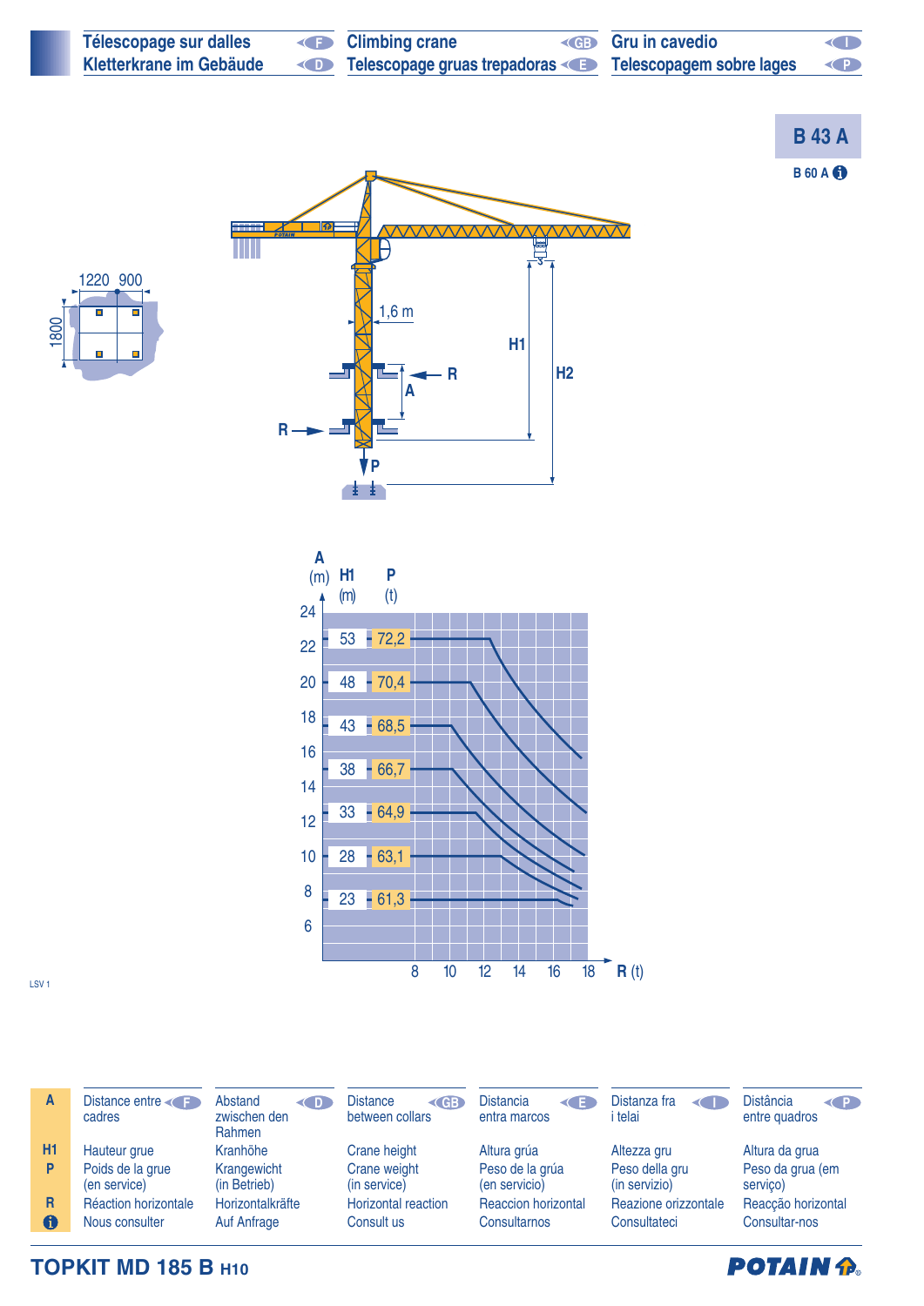Télescopage sur dalles (F) | Climbing crane (GB) | Gru in cavedio (I)

Kletterkrane im Gebäude (D) | Telescopage gruas trepadoras (E) | Telescopagem sobre lages (P)

## B 43 A

B 60 A ⓘ

1220 900

1800

1,6 m

H1

H2

R

A

R

P

A (m) H1 (m) P (t)

24
22
20
18
16
14
12
10
8
6

53 72,2
48 70,4
43 68,5
38 66,7
33 64,9
28 63,1
23 61,3

8 10 12 14 16 18 R (t)

LSV 1

| | F | D | GB | E | I | P |
|---|---|---|---|---|---|---|
| A | Distance entre cadres | Abstand zwischen den Rahmen | Distance between collars | Distancia entra marcos | Distanza fra i telai | Distância entre quadros |
| H1 | Hauteur grue | Kranhöhe | Crane height | Altura grúa | Altezza gru | Altura da grua |
| P | Poids de la grue (en service) | Krangewicht (in Betrieb) | Crane weight (in service) | Peso de la grúa (en servicio) | Peso della gru (in servizio) | Peso da grua (em serviço) |
| R | Réaction horizontale | Horizontalkräfte | Horizontal reaction | Reaccion horizontal | Reazione orizzontale | Reacção horizontal |
| ⓘ | Nous consulter | Auf Anfrage | Consult us | Consultarnos | Consultateci | Consultar-nos |

**TOPKIT MD 185 B** H10

POTAIN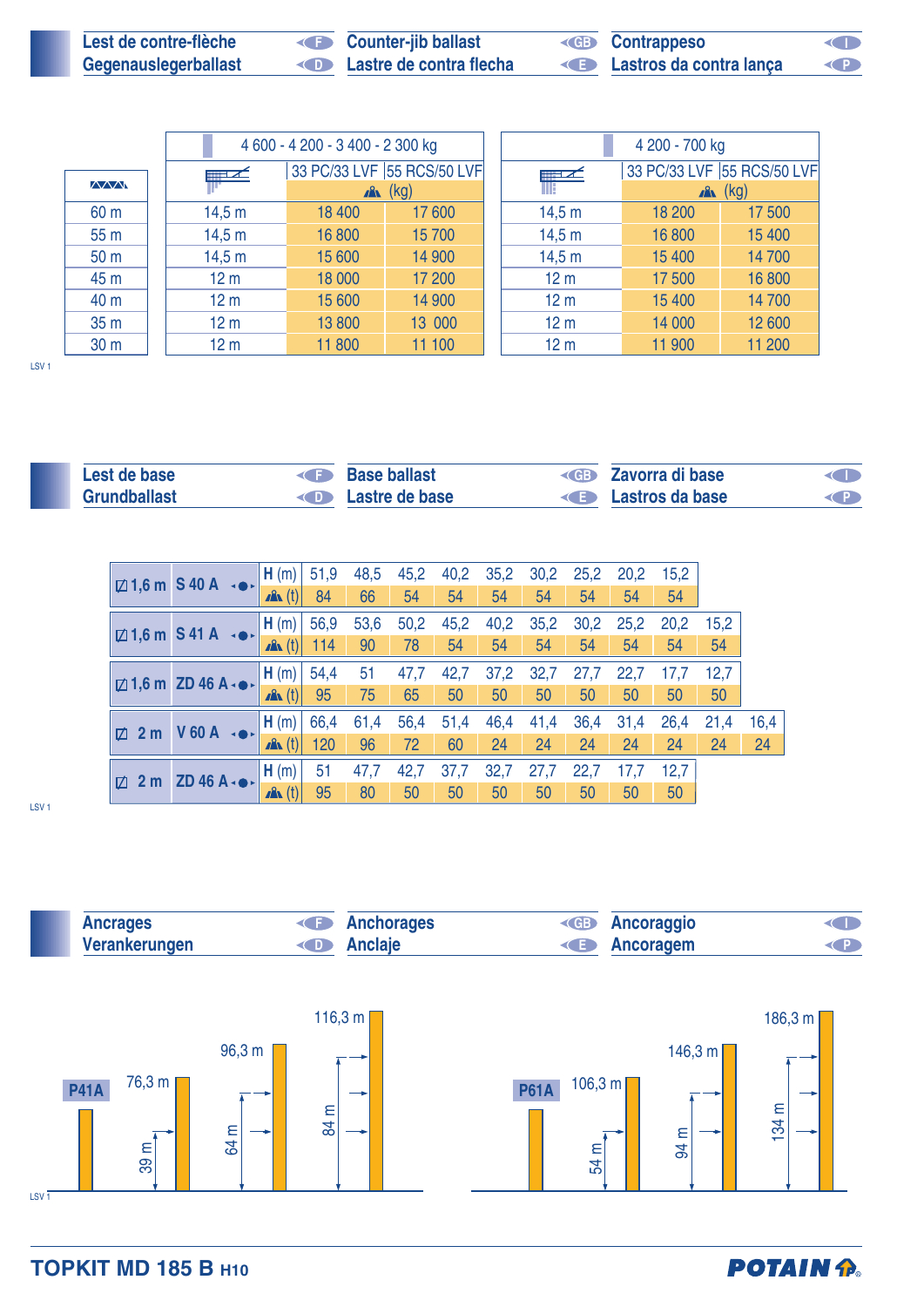## Lest de contre-flèche (F) — Counter-jib ballast (GB) — Contrappeso (I)
## Gegenauslegerballast (D) — Lastre de contra flecha (E) — Lastros da contra lança (P)

| | 4 600 - 4 200 - 3 400 - 2 300 kg | | | 4 200 - 700 kg | | |
|---|---|---|---|---|---|---|
| | | 33 PC/33 LVF (kg) | 55 RCS/50 LVF (kg) | | 33 PC/33 LVF (kg) | 55 RCS/50 LVF (kg) |
| 60 m | 14,5 m | 18 400 | 17 600 | 14,5 m | 18 200 | 17 500 |
| 55 m | 14,5 m | 16 800 | 15 700 | 14,5 m | 16 800 | 15 400 |
| 50 m | 14,5 m | 15 600 | 14 900 | 14,5 m | 15 400 | 14 700 |
| 45 m | 12 m | 18 000 | 17 200 | 12 m | 17 500 | 16 800 |
| 40 m | 12 m | 15 600 | 14 900 | 12 m | 15 400 | 14 700 |
| 35 m | 12 m | 13 800 | 13 000 | 12 m | 14 000 | 12 600 |
| 30 m | 12 m | 11 800 | 11 100 | 12 m | 11 900 | 11 200 |

LSV 1

## Lest de base (F) — Base ballast (GB) — Zavorra di base (I)
## Grundballast (D) — Lastre de base (E) — Lastros da base (P)

| | | | | | | | | | | | | | |
|---|---|---|---|---|---|---|---|---|---|---|---|---|---|
| 1,6 m | S 40 A | H (m) | 51,9 | 48,5 | 45,2 | 40,2 | 35,2 | 30,2 | 25,2 | 20,2 | 15,2 | | |
| | | (t) | 84 | 66 | 54 | 54 | 54 | 54 | 54 | 54 | 54 | | |
| 1,6 m | S 41 A | H (m) | 56,9 | 53,6 | 50,2 | 45,2 | 40,2 | 35,2 | 30,2 | 25,2 | 20,2 | 15,2 | |
| | | (t) | 114 | 90 | 78 | 54 | 54 | 54 | 54 | 54 | 54 | 54 | |
| 1,6 m | ZD 46 A | H (m) | 54,4 | 51 | 47,7 | 42,7 | 37,2 | 32,7 | 27,7 | 22,7 | 17,7 | 12,7 | |
| | | (t) | 95 | 75 | 65 | 50 | 50 | 50 | 50 | 50 | 50 | 50 | |
| 2 m | V 60 A | H (m) | 66,4 | 61,4 | 56,4 | 51,4 | 46,4 | 41,4 | 36,4 | 31,4 | 26,4 | 21,4 | 16,4 |
| | | (t) | 120 | 96 | 72 | 60 | 24 | 24 | 24 | 24 | 24 | 24 | 24 |
| 2 m | ZD 46 A | H (m) | 51 | 47,7 | 42,7 | 37,7 | 32,7 | 27,7 | 22,7 | 17,7 | 12,7 | | |
| | | (t) | 95 | 80 | 50 | 50 | 50 | 50 | 50 | 50 | 50 | | |

LSV 1

## Ancrages (F) — Anchorages (GB) — Ancoraggio (I)
## Verankerungen (D) — Anclaje (E) — Ancoragem (P)

P41A
76,3 m
39 m
96,3 m
64 m
116,3 m
84 m

P61A
106,3 m
54 m
146,3 m
94 m
186,3 m
134 m

LSV 1

**TOPKIT MD 185 B** H10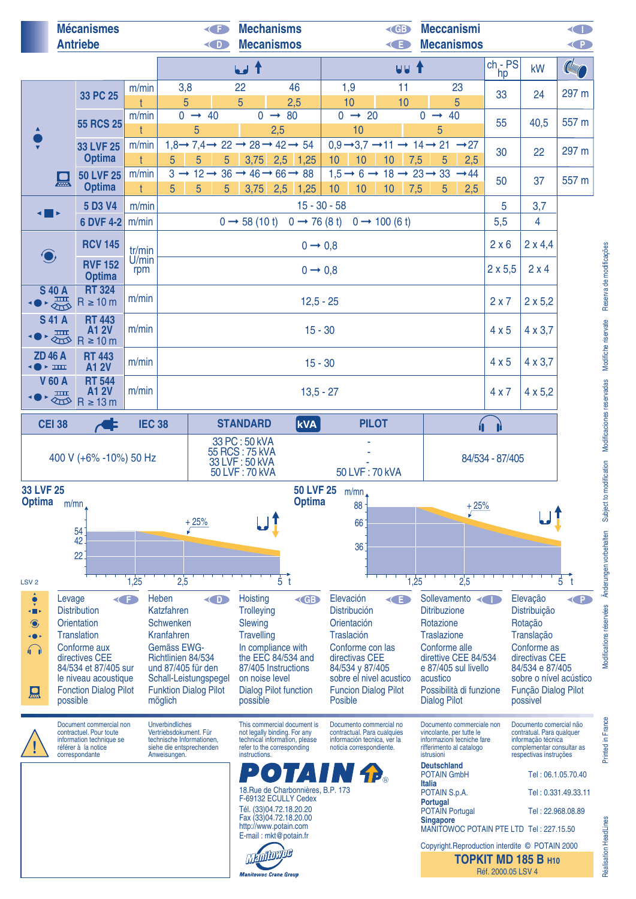| Mécanismes (F) | Mechanisms (GB) | Meccanismi (I) |
|---|---|---|
| Antriebe (D) | Mecanismos (E) | Mecanismos (P) |

| | | | 2 falls ↑ | | | | | | 4 falls ↑ | | | | | | ch - PS hp | kW | |
|---|---|---|---|---|---|---|---|---|---|---|---|---|---|---|---|---|---|
| Hoisting | 33 PC 25 | m/min | 3,8 | | 22 | | 46 | | 1,9 | | 11 | | 23 | | 33 | 24 | 297 m |
| | | t | 5 | | 5 | | 2,5 | | 10 | | 10 | | 5 | | | | |
| | 55 RCS 25 | m/min | 0 → 40 | | | 0 → 80 | | | 0 → 20 | | | 0 → 40 | | | 55 | 40,5 | 557 m |
| | | t | 5 | | | 2,5 | | | 10 | | | 5 | | | | | |
| | 33 LVF 25 Optima | m/min | 1,8→ 7,4→ | | 22 → | 28 → | 42 → | 54 | 0,9 →3,7 | →11 | → | 14 → | 21 | →27 | 30 | 22 | 297 m |
| | | t | 5 | 5 | 5 | 3,75 | 2,5 | 1,25 | 10 | 10 | 10 | 7,5 | 5 | 2,5 | | | |
| | 50 LVF 25 Optima | m/min | 3 → | 12 → | 36 → | 46 → | 66 → | 88 | 1,5 → | 6 → | 18 → | 23 → | 33 | →44 | 50 | 37 | 557 m |
| | | t | 5 | 5 | 5 | 3,75 | 2,5 | 1,25 | 10 | 10 | 10 | 7,5 | 5 | 2,5 | | | |
| Trolleying | 5 D3 V4 | m/min | 15 - 30 - 58 | | | | | | | | | | | | 5 | 3,7 | |
| | 6 DVF 4-2 | m/min | 0 → 58 (10 t) 0 → 76 (8 t) 0 → 100 (6 t) | | | | | | | | | | | | 5,5 | 4 | |
| Slewing | RCV 145 | tr/min U/min rpm | 0 → 0,8 | | | | | | | | | | | | 2 x 6 | 2 x 4,4 | |
| | RVF 152 Optima | | 0 → 0,8 | | | | | | | | | | | | 2 x 5,5 | 2 x 4 | |
| S 40 A | RT 324 R ≥ 10 m | m/min | 12,5 - 25 | | | | | | | | | | | | 2 x 7 | 2 x 5,2 | |
| S 41 A | RT 443 A1 2V R ≥ 10 m | m/min | 15 - 30 | | | | | | | | | | | | 4 x 5 | 4 x 3,7 | |
| ZD 46 A | RT 443 A1 2V | m/min | 15 - 30 | | | | | | | | | | | | 4 x 5 | 4 x 3,7 | |
| V 60 A | RT 544 A1 2V R ≥ 13 m | m/min | 13,5 - 27 | | | | | | | | | | | | 4 x 7 | 4 x 5,2 | |

| CEI 38 | IEC 38 | STANDARD (kVA) | PILOT | Noise |
|---|---|---|---|---|
| 400 V (+6% -10%) 50 Hz | | 33 PC : 50 kVA<br>55 RCS : 75 kVA<br>33 LVF : 50 kVA<br>50 LVF : 70 kVA | -<br>-<br>-<br>50 LVF : 70 kVA | 84/534 - 87/405 |

**33 LVF 25 Optima**

m/min
54
42
22
+ 25%
1,25
2,5
5 t

LSV 2

**50 LVF 25 Optima**

m/min
88
66
36
+ 25%
1,25
2,5
5 t

| F | D | GB | E | I | P |
|---|---|---|---|---|---|
| Levage | Heben | Hoisting | Elevación | Sollevamento | Elevação |
| Distribution | Katzfahren | Trolleying | Distribución | Ditribuzione | Distribuição |
| Orientation | Schwenken | Slewing | Orientación | Rotazione | Rotação |
| Translation | Kranfahren | Travelling | Traslación | Traslazione | Translação |
| Conforme aux directives CEE 84/534 et 87/405 sur le niveau acoustique | Gemäss EWG-Richtlinien 84/534 und 87/405 für den Schall-Leistungspegel | In compliance with the EEC 84/534 and 87/405 Instructions on noise level | Conforme con las directivas CEE 84/534 y 87/405 sobre el nivel acustico | Conforme alle direttive CEE 84/534 e 87/405 sul livello acustico | Conforme as directivas CEE 84/534 e 87/405 sobre o nível acústico |
| Fonction Dialog Pilot possible | Funktion Dialog Pilot möglich | Dialog Pilot function possible | Funcion Dialog Pilot Posible | Possibilità di funzione Dialog Pilot | Função Dialog Pilot possivel |

Document commercial non contractuel. Pour toute information technique se référer à la notice correspondante.

Unverbindliches Vertriebsdokument. Für technische Informationen, siehe die entsprechenden Anweisungen.

This commercial document is not legally binding. For any technical information, please refer to the corresponding instructions.

Documento commercial no contractual. Para cualquies información tecnica, ver la noticia correspondiente.

Documento commerciale non vincolante, per tutte le informazioni tecniche fare rifferimento al catalogo istrusioni

Documento comercial não contratual. Para qualquer informação técnica complementar consultar as respectivas instruções

**POTAIN**

18.Rue de Charbonnières, B.P. 173
F-69132 ECULLY Cedex
Tél. (33)04.72.18.20.20
Fax (33)04.72.18.20.00
http://www.potain.com
E-mail : mkt@potain.fr

Manitowoc Crane Group

**Deutschland**
POTAIN GmbH — Tel : 06.1.05.70.40
**Italia**
POTAIN S.p.A. — Tel : 0.331.49.33.11
**Portugal**
POTAIN Portugal — Tel : 22.968.08.89
**Singapore**
MANITOWOC POTAIN PTE LTD — Tel : 227.15.50

Copyright.Reproduction interdite © POTAIN 2000

**TOPKIT MD 185 B H10**
Réf. 2000.05 LSV 4

Modifications réservées — Änderungen vorbehalten — Subject to modification — Modificaciones reservadas — Modifiche riservate — Reserva de modificações

Printed in France

Réalisation HeadLines